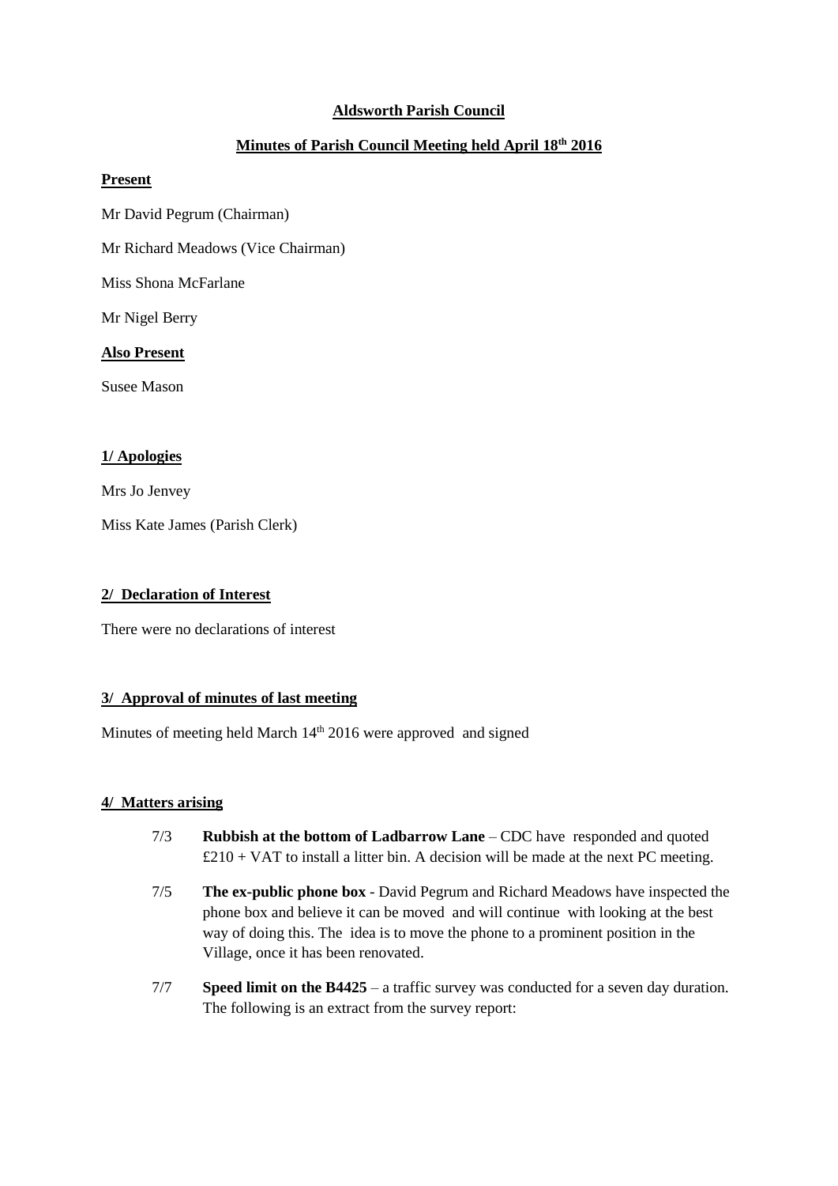**Aldsworth Parish Council**

**Minutes of Parish Council Meeting held April 18th 2016**

**Present**

Mr David Pegrum (Chairman)

Mr Richard Meadows (Vice Chairman)

Miss Shona McFarlane

Mr Nigel Berry

**Also Present**

Susee Mason

**1/ Apologies**

Mrs Jo Jenvey

Miss Kate James (Parish Clerk)

**2/ Declaration of Interest**

There were no declarations of interest

**3/ Approval of minutes of last meeting**

Minutes of meeting held March 14th 2016 were approved and signed

**4/ Matters arising**

7/3 **Rubbish at the bottom of Ladbarrow Lane** – CDC have responded and quoted £210 + VAT to install a litter bin. A decision will be made at the next PC meeting.

7/5 **The ex-public phone box** - David Pegrum and Richard Meadows have inspected the phone box and believe it can be moved and will continue with looking at the best way of doing this. The idea is to move the phone to a prominent position in the Village, once it has been renovated.

7/7 **Speed limit on the B4425** – a traffic survey was conducted for a seven day duration. The following is an extract from the survey report: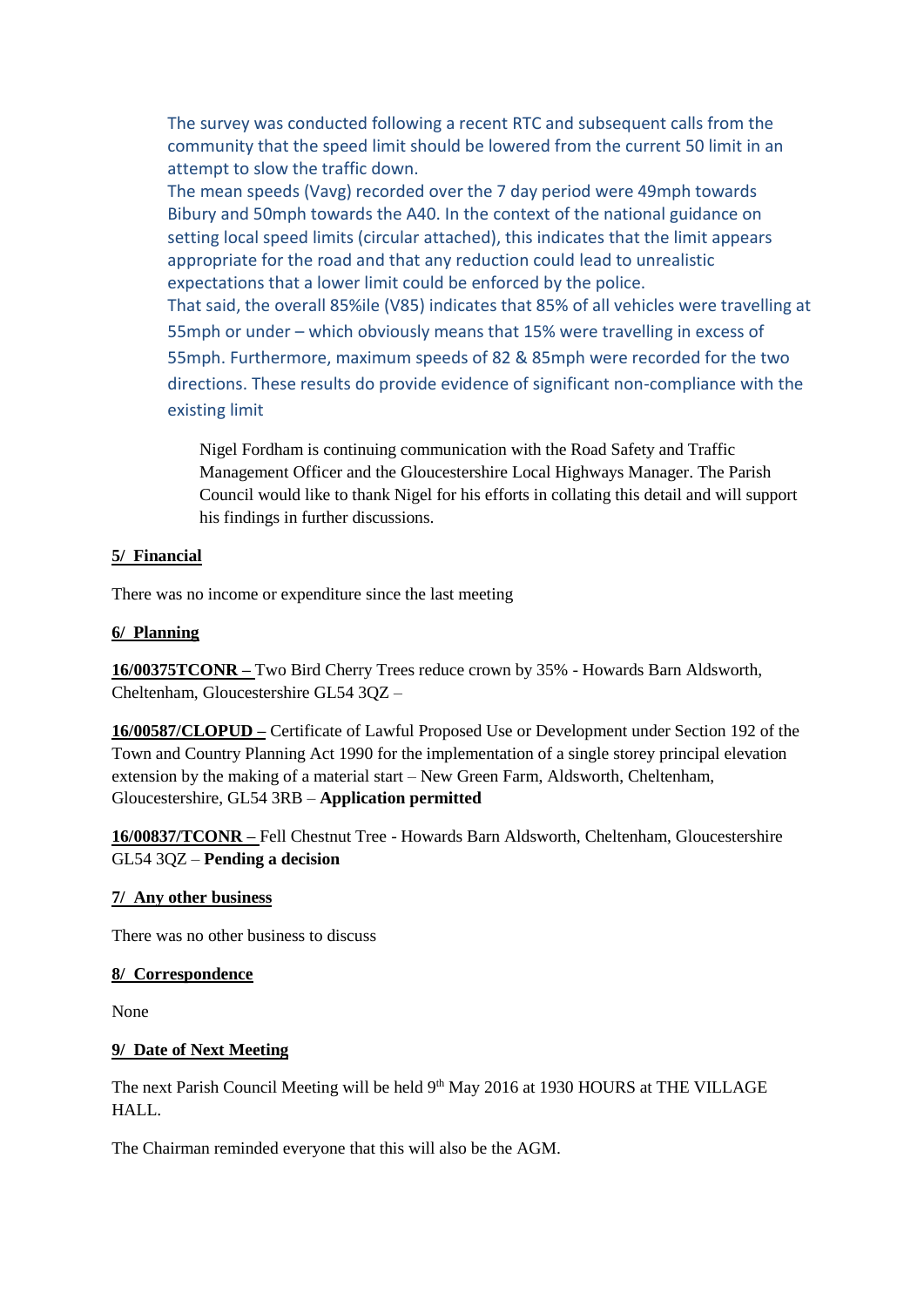The survey was conducted following a recent RTC and subsequent calls from the community that the speed limit should be lowered from the current 50 limit in an attempt to slow the traffic down.

The mean speeds (Vavg) recorded over the 7 day period were 49mph towards Bibury and 50mph towards the A40. In the context of the national guidance on setting local speed limits (circular attached), this indicates that the limit appears appropriate for the road and that any reduction could lead to unrealistic expectations that a lower limit could be enforced by the police.

That said, the overall 85%ile (V85) indicates that 85% of all vehicles were travelling at 55mph or under – which obviously means that 15% were travelling in excess of 55mph. Furthermore, maximum speeds of 82 & 85mph were recorded for the two directions. These results do provide evidence of significant non-compliance with the existing limit

Nigel Fordham is continuing communication with the Road Safety and Traffic Management Officer and the Gloucestershire Local Highways Manager. The Parish Council would like to thank Nigel for his efforts in collating this detail and will support his findings in further discussions.

**5/ Financial**

There was no income or expenditure since the last meeting

**6/ Planning**

**16/00375TCONR –** Two Bird Cherry Trees reduce crown by 35% - Howards Barn Aldsworth, Cheltenham, Gloucestershire GL54 3QZ –

**16/00587/CLOPUD –** Certificate of Lawful Proposed Use or Development under Section 192 of the Town and Country Planning Act 1990 for the implementation of a single storey principal elevation extension by the making of a material start – New Green Farm, Aldsworth, Cheltenham, Gloucestershire, GL54 3RB – **Application permitted**

**16/00837/TCONR –** Fell Chestnut Tree - Howards Barn Aldsworth, Cheltenham, Gloucestershire GL54 3QZ – **Pending a decision**

**7/ Any other business**

There was no other business to discuss

**8/ Correspondence**

None

**9/ Date of Next Meeting**

The next Parish Council Meeting will be held 9th May 2016 at 1930 HOURS at THE VILLAGE HALL.

The Chairman reminded everyone that this will also be the AGM.